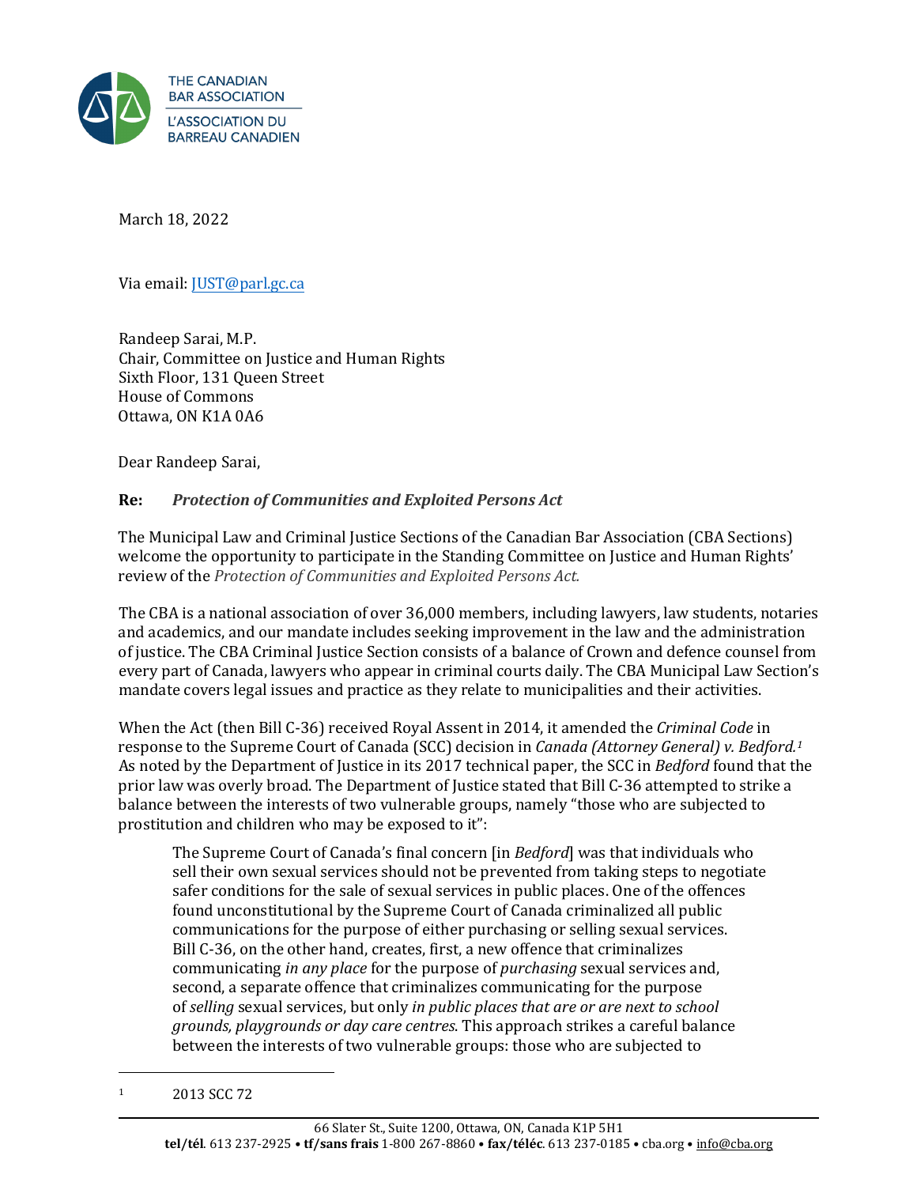THE CANADIAN BAR ASSOCIATION
L'ASSOCIATION DU BARREAU CANADIEN

March 18, 2022

Via email: JUST@parl.gc.ca

Randeep Sarai, M.P.
Chair, Committee on Justice and Human Rights
Sixth Floor, 131 Queen Street
House of Commons
Ottawa, ON K1A 0A6

Dear Randeep Sarai,

**Re:** ***Protection of Communities and Exploited Persons Act***

The Municipal Law and Criminal Justice Sections of the Canadian Bar Association (CBA Sections) welcome the opportunity to participate in the Standing Committee on Justice and Human Rights' review of the *Protection of Communities and Exploited Persons Act.*

The CBA is a national association of over 36,000 members, including lawyers, law students, notaries and academics, and our mandate includes seeking improvement in the law and the administration of justice. The CBA Criminal Justice Section consists of a balance of Crown and defence counsel from every part of Canada, lawyers who appear in criminal courts daily. The CBA Municipal Law Section's mandate covers legal issues and practice as they relate to municipalities and their activities.

When the Act (then Bill C-36) received Royal Assent in 2014, it amended the *Criminal Code* in response to the Supreme Court of Canada (SCC) decision in *Canada (Attorney General) v. Bedford.*[1] As noted by the Department of Justice in its 2017 technical paper, the SCC in *Bedford* found that the prior law was overly broad. The Department of Justice stated that Bill C-36 attempted to strike a balance between the interests of two vulnerable groups, namely "those who are subjected to prostitution and children who may be exposed to it":

> The Supreme Court of Canada's final concern [in *Bedford*] was that individuals who sell their own sexual services should not be prevented from taking steps to negotiate safer conditions for the sale of sexual services in public places. One of the offences found unconstitutional by the Supreme Court of Canada criminalized all public communications for the purpose of either purchasing or selling sexual services. Bill C-36, on the other hand, creates, first, a new offence that criminalizes communicating *in any place* for the purpose of *purchasing* sexual services and, second, a separate offence that criminalizes communicating for the purpose of *selling* sexual services, but only *in public places that are or are next to school grounds, playgrounds or day care centres*. This approach strikes a careful balance between the interests of two vulnerable groups: those who are subjected to

[1] 2013 SCC 72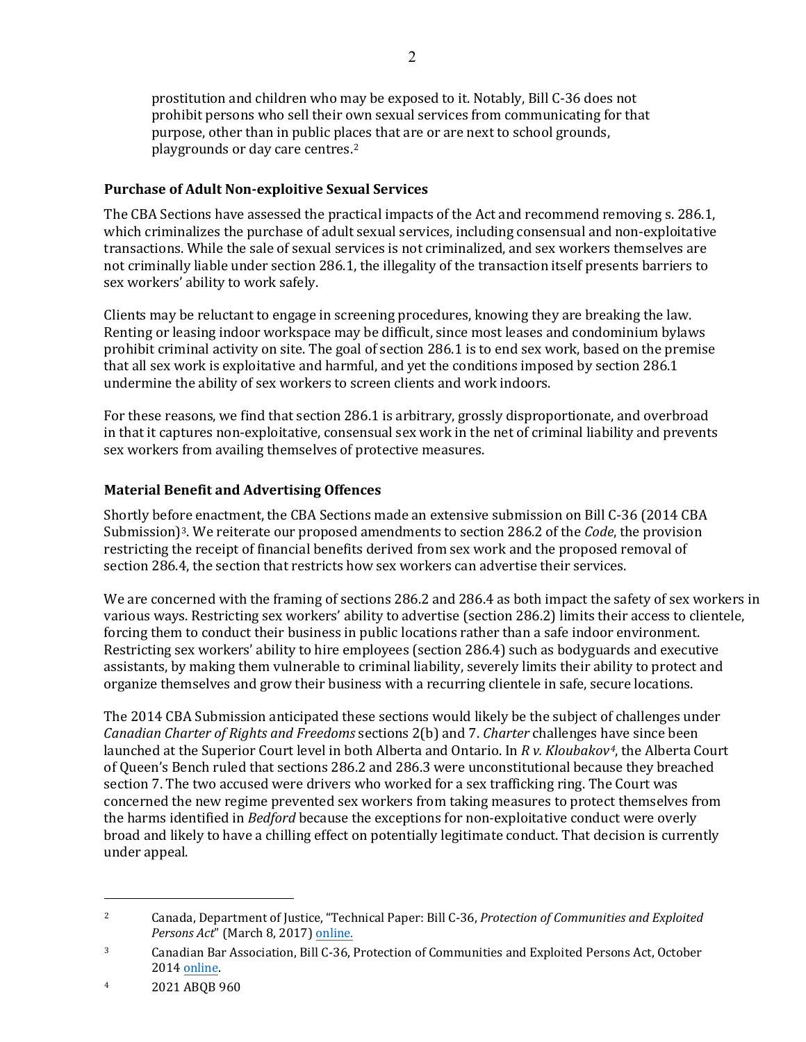prostitution and children who may be exposed to it. Notably, Bill C-36 does not prohibit persons who sell their own sexual services from communicating for that purpose, other than in public places that are or are next to school grounds, playgrounds or day care centres.[2]

## Purchase of Adult Non-exploitive Sexual Services

The CBA Sections have assessed the practical impacts of the Act and recommend removing s. 286.1, which criminalizes the purchase of adult sexual services, including consensual and non-exploitative transactions. While the sale of sexual services is not criminalized, and sex workers themselves are not criminally liable under section 286.1, the illegality of the transaction itself presents barriers to sex workers' ability to work safely.

Clients may be reluctant to engage in screening procedures, knowing they are breaking the law. Renting or leasing indoor workspace may be difficult, since most leases and condominium bylaws prohibit criminal activity on site. The goal of section 286.1 is to end sex work, based on the premise that all sex work is exploitative and harmful, and yet the conditions imposed by section 286.1 undermine the ability of sex workers to screen clients and work indoors.

For these reasons, we find that section 286.1 is arbitrary, grossly disproportionate, and overbroad in that it captures non-exploitative, consensual sex work in the net of criminal liability and prevents sex workers from availing themselves of protective measures.

## Material Benefit and Advertising Offences

Shortly before enactment, the CBA Sections made an extensive submission on Bill C-36 (2014 CBA Submission)[3]. We reiterate our proposed amendments to section 286.2 of the *Code*, the provision restricting the receipt of financial benefits derived from sex work and the proposed removal of section 286.4, the section that restricts how sex workers can advertise their services.

We are concerned with the framing of sections 286.2 and 286.4 as both impact the safety of sex workers in various ways. Restricting sex workers' ability to advertise (section 286.2) limits their access to clientele, forcing them to conduct their business in public locations rather than a safe indoor environment. Restricting sex workers' ability to hire employees (section 286.4) such as bodyguards and executive assistants, by making them vulnerable to criminal liability, severely limits their ability to protect and organize themselves and grow their business with a recurring clientele in safe, secure locations.

The 2014 CBA Submission anticipated these sections would likely be the subject of challenges under *Canadian Charter of Rights and Freedoms* sections 2(b) and 7. *Charter* challenges have since been launched at the Superior Court level in both Alberta and Ontario. In *R v. Kloubakov*[4], the Alberta Court of Queen's Bench ruled that sections 286.2 and 286.3 were unconstitutional because they breached section 7. The two accused were drivers who worked for a sex trafficking ring. The Court was concerned the new regime prevented sex workers from taking measures to protect themselves from the harms identified in *Bedford* because the exceptions for non-exploitative conduct were overly broad and likely to have a chilling effect on potentially legitimate conduct. That decision is currently under appeal.

---

[2] Canada, Department of Justice, "Technical Paper: Bill C-36, *Protection of Communities and Exploited Persons Act*" (March 8, 2017) online.

[3] Canadian Bar Association, Bill C-36, Protection of Communities and Exploited Persons Act, October 2014 online.

[4] 2021 ABQB 960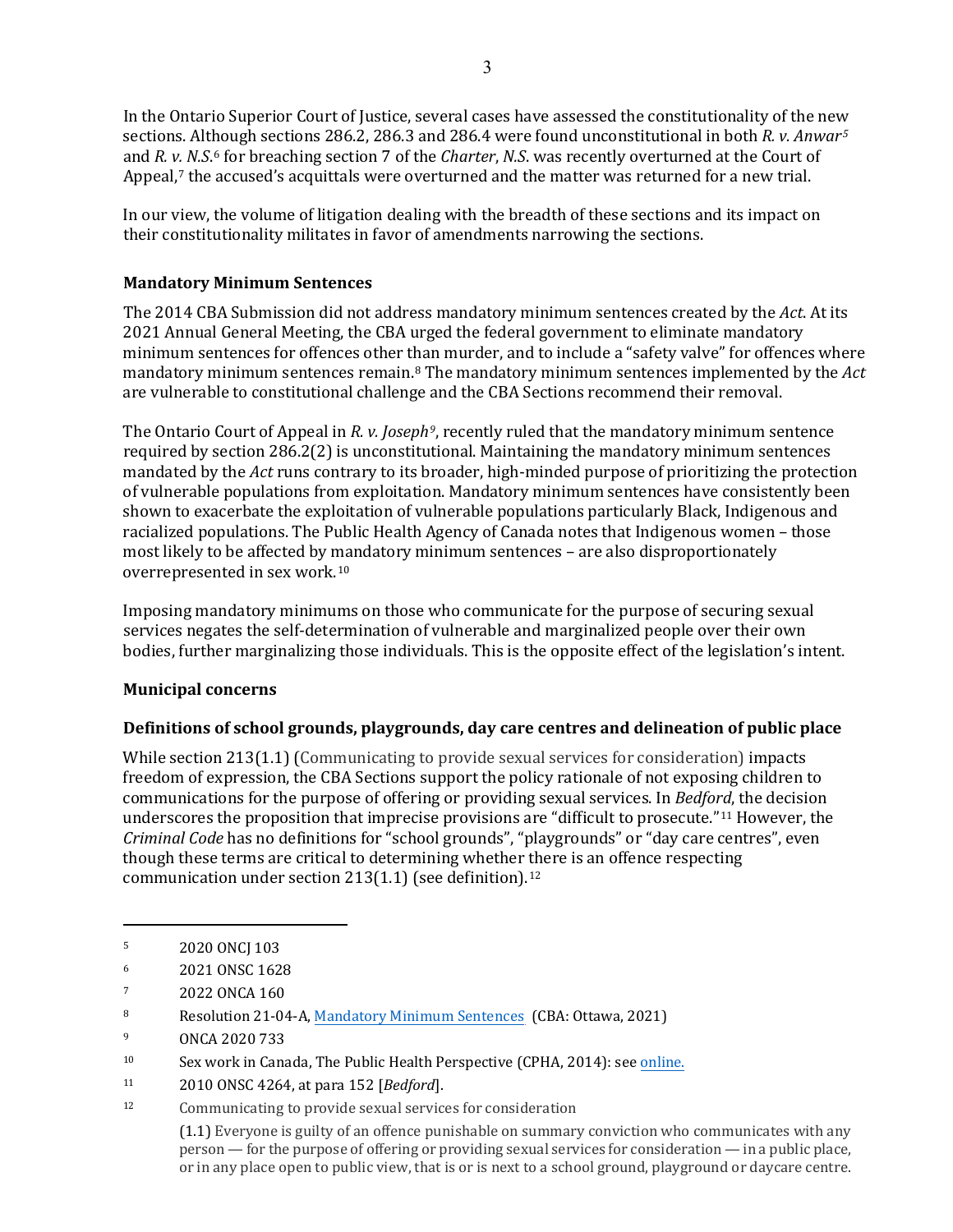In the Ontario Superior Court of Justice, several cases have assessed the constitutionality of the new sections. Although sections 286.2, 286.3 and 286.4 were found unconstitutional in both *R. v. Anwar*[5] and *R. v. N.S.*[6] for breaching section 7 of the *Charter*, *N.S.* was recently overturned at the Court of Appeal,[7] the accused's acquittals were overturned and the matter was returned for a new trial.

In our view, the volume of litigation dealing with the breadth of these sections and its impact on their constitutionality militates in favor of amendments narrowing the sections.

### Mandatory Minimum Sentences

The 2014 CBA Submission did not address mandatory minimum sentences created by the *Act*. At its 2021 Annual General Meeting, the CBA urged the federal government to eliminate mandatory minimum sentences for offences other than murder, and to include a "safety valve" for offences where mandatory minimum sentences remain.[8] The mandatory minimum sentences implemented by the *Act* are vulnerable to constitutional challenge and the CBA Sections recommend their removal.

The Ontario Court of Appeal in *R. v. Joseph*[9], recently ruled that the mandatory minimum sentence required by section 286.2(2) is unconstitutional. Maintaining the mandatory minimum sentences mandated by the *Act* runs contrary to its broader, high-minded purpose of prioritizing the protection of vulnerable populations from exploitation. Mandatory minimum sentences have consistently been shown to exacerbate the exploitation of vulnerable populations particularly Black, Indigenous and racialized populations. The Public Health Agency of Canada notes that Indigenous women – those most likely to be affected by mandatory minimum sentences – are also disproportionately overrepresented in sex work.[10]

Imposing mandatory minimums on those who communicate for the purpose of securing sexual services negates the self-determination of vulnerable and marginalized people over their own bodies, further marginalizing those individuals. This is the opposite effect of the legislation's intent.

### Municipal concerns

### Definitions of school grounds, playgrounds, day care centres and delineation of public place

While section 213(1.1) (Communicating to provide sexual services for consideration) impacts freedom of expression, the CBA Sections support the policy rationale of not exposing children to communications for the purpose of offering or providing sexual services. In *Bedford*, the decision underscores the proposition that imprecise provisions are "difficult to prosecute."[11] However, the *Criminal Code* has no definitions for "school grounds", "playgrounds" or "day care centres", even though these terms are critical to determining whether there is an offence respecting communication under section 213(1.1) (see definition).[12]

---

[5] 2020 ONCJ 103

[6] 2021 ONSC 1628

[7] 2022 ONCA 160

[8] Resolution 21-04-A, [Mandatory Minimum Sentences](#) (CBA: Ottawa, 2021)

[9] ONCA 2020 733

[10] Sex work in Canada, The Public Health Perspective (CPHA, 2014): see [online.](#)

[11] 2010 ONSC 4264, at para 152 [*Bedford*].

[12] Communicating to provide sexual services for consideration

(1.1) Everyone is guilty of an offence punishable on summary conviction who communicates with any person — for the purpose of offering or providing sexual services for consideration — in a public place, or in any place open to public view, that is or is next to a school ground, playground or daycare centre.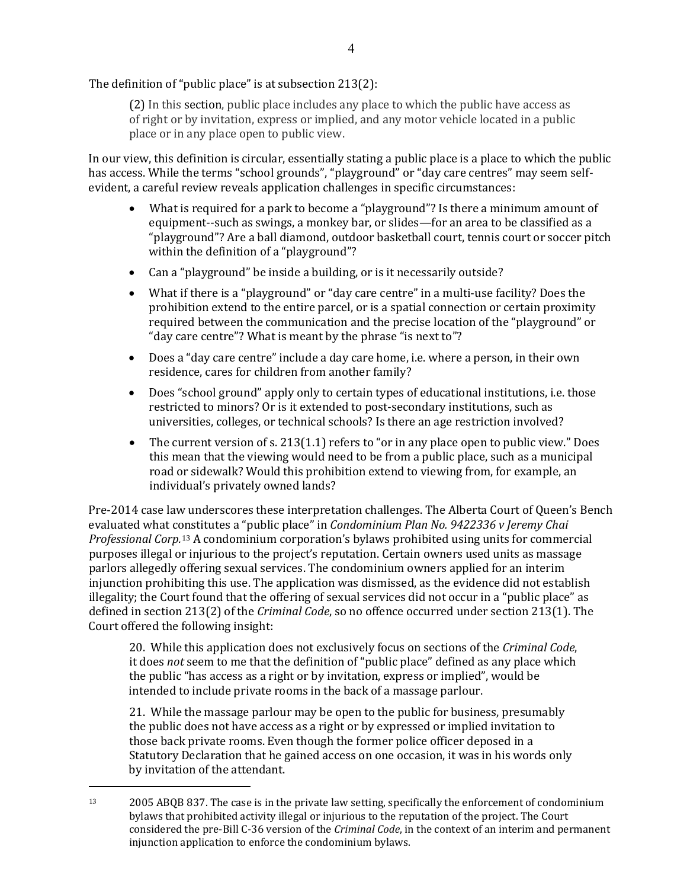The definition of "public place" is at subsection 213(2):

> (2) In this section, public place includes any place to which the public have access as of right or by invitation, express or implied, and any motor vehicle located in a public place or in any place open to public view.

In our view, this definition is circular, essentially stating a public place is a place to which the public has access. While the terms "school grounds", "playground" or "day care centres" may seem self-evident, a careful review reveals application challenges in specific circumstances:

- What is required for a park to become a "playground"? Is there a minimum amount of equipment--such as swings, a monkey bar, or slides—for an area to be classified as a "playground"? Are a ball diamond, outdoor basketball court, tennis court or soccer pitch within the definition of a "playground"?
- Can a "playground" be inside a building, or is it necessarily outside?
- What if there is a "playground" or "day care centre" in a multi-use facility? Does the prohibition extend to the entire parcel, or is a spatial connection or certain proximity required between the communication and the precise location of the "playground" or "day care centre"? What is meant by the phrase "is next to"?
- Does a "day care centre" include a day care home, i.e. where a person, in their own residence, cares for children from another family?
- Does "school ground" apply only to certain types of educational institutions, i.e. those restricted to minors? Or is it extended to post-secondary institutions, such as universities, colleges, or technical schools? Is there an age restriction involved?
- The current version of s. 213(1.1) refers to "or in any place open to public view." Does this mean that the viewing would need to be from a public place, such as a municipal road or sidewalk? Would this prohibition extend to viewing from, for example, an individual's privately owned lands?

Pre-2014 case law underscores these interpretation challenges. The Alberta Court of Queen's Bench evaluated what constitutes a "public place" in *Condominium Plan No. 9422336 v Jeremy Chai Professional Corp.*[13] A condominium corporation's bylaws prohibited using units for commercial purposes illegal or injurious to the project's reputation. Certain owners used units as massage parlors allegedly offering sexual services. The condominium owners applied for an interim injunction prohibiting this use. The application was dismissed, as the evidence did not establish illegality; the Court found that the offering of sexual services did not occur in a "public place" as defined in section 213(2) of the *Criminal Code*, so no offence occurred under section 213(1). The Court offered the following insight:

> 20. While this application does not exclusively focus on sections of the *Criminal Code*, it does *not* seem to me that the definition of "public place" defined as any place which the public "has access as a right or by invitation, express or implied", would be intended to include private rooms in the back of a massage parlour.
>
> 21. While the massage parlour may be open to the public for business, presumably the public does not have access as a right or by expressed or implied invitation to those back private rooms. Even though the former police officer deposed in a Statutory Declaration that he gained access on one occasion, it was in his words only by invitation of the attendant.

---

[13] 2005 ABQB 837. The case is in the private law setting, specifically the enforcement of condominium bylaws that prohibited activity illegal or injurious to the reputation of the project. The Court considered the pre-Bill C-36 version of the *Criminal Code*, in the context of an interim and permanent injunction application to enforce the condominium bylaws.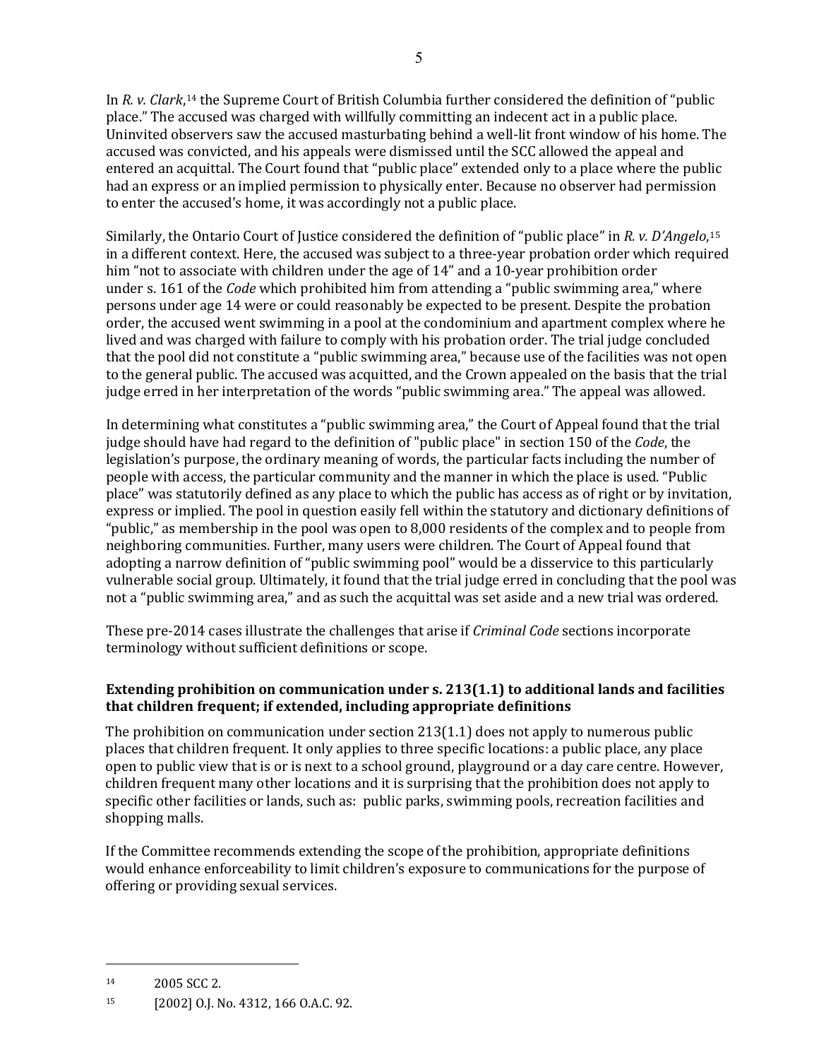In *R. v. Clark*,[14] the Supreme Court of British Columbia further considered the definition of "public place." The accused was charged with willfully committing an indecent act in a public place. Uninvited observers saw the accused masturbating behind a well-lit front window of his home. The accused was convicted, and his appeals were dismissed until the SCC allowed the appeal and entered an acquittal. The Court found that "public place" extended only to a place where the public had an express or an implied permission to physically enter. Because no observer had permission to enter the accused's home, it was accordingly not a public place.

Similarly, the Ontario Court of Justice considered the definition of "public place" in *R. v. D'Angelo*,[15] in a different context. Here, the accused was subject to a three-year probation order which required him "not to associate with children under the age of 14" and a 10-year prohibition order under s. 161 of the *Code* which prohibited him from attending a "public swimming area," where persons under age 14 were or could reasonably be expected to be present. Despite the probation order, the accused went swimming in a pool at the condominium and apartment complex where he lived and was charged with failure to comply with his probation order. The trial judge concluded that the pool did not constitute a "public swimming area," because use of the facilities was not open to the general public. The accused was acquitted, and the Crown appealed on the basis that the trial judge erred in her interpretation of the words "public swimming area." The appeal was allowed.

In determining what constitutes a "public swimming area," the Court of Appeal found that the trial judge should have had regard to the definition of "public place" in section 150 of the *Code*, the legislation's purpose, the ordinary meaning of words, the particular facts including the number of people with access, the particular community and the manner in which the place is used. "Public place" was statutorily defined as any place to which the public has access as of right or by invitation, express or implied. The pool in question easily fell within the statutory and dictionary definitions of "public," as membership in the pool was open to 8,000 residents of the complex and to people from neighboring communities. Further, many users were children. The Court of Appeal found that adopting a narrow definition of "public swimming pool" would be a disservice to this particularly vulnerable social group. Ultimately, it found that the trial judge erred in concluding that the pool was not a "public swimming area," and as such the acquittal was set aside and a new trial was ordered.

These pre-2014 cases illustrate the challenges that arise if *Criminal Code* sections incorporate terminology without sufficient definitions or scope.

**Extending prohibition on communication under s. 213(1.1) to additional lands and facilities that children frequent; if extended, including appropriate definitions**

The prohibition on communication under section 213(1.1) does not apply to numerous public places that children frequent. It only applies to three specific locations: a public place, any place open to public view that is or is next to a school ground, playground or a day care centre. However, children frequent many other locations and it is surprising that the prohibition does not apply to specific other facilities or lands, such as: public parks, swimming pools, recreation facilities and shopping malls.

If the Committee recommends extending the scope of the prohibition, appropriate definitions would enhance enforceability to limit children's exposure to communications for the purpose of offering or providing sexual services.

---

[14] 2005 SCC 2.

[15] [2002] O.J. No. 4312, 166 O.A.C. 92.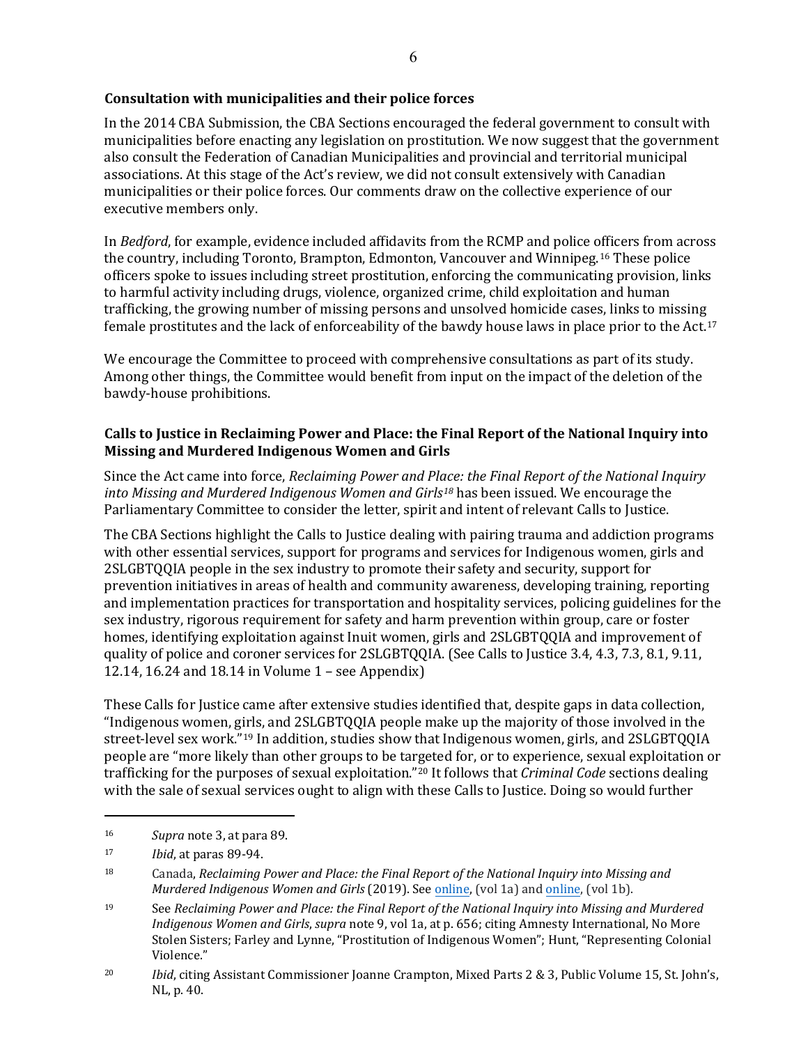**Consultation with municipalities and their police forces**

In the 2014 CBA Submission, the CBA Sections encouraged the federal government to consult with municipalities before enacting any legislation on prostitution. We now suggest that the government also consult the Federation of Canadian Municipalities and provincial and territorial municipal associations. At this stage of the Act's review, we did not consult extensively with Canadian municipalities or their police forces. Our comments draw on the collective experience of our executive members only.

In *Bedford*, for example, evidence included affidavits from the RCMP and police officers from across the country, including Toronto, Brampton, Edmonton, Vancouver and Winnipeg.[16] These police officers spoke to issues including street prostitution, enforcing the communicating provision, links to harmful activity including drugs, violence, organized crime, child exploitation and human trafficking, the growing number of missing persons and unsolved homicide cases, links to missing female prostitutes and the lack of enforceability of the bawdy house laws in place prior to the Act.[17]

We encourage the Committee to proceed with comprehensive consultations as part of its study. Among other things, the Committee would benefit from input on the impact of the deletion of the bawdy-house prohibitions.

**Calls to Justice in Reclaiming Power and Place: the Final Report of the National Inquiry into Missing and Murdered Indigenous Women and Girls**

Since the Act came into force, *Reclaiming Power and Place: the Final Report of the National Inquiry into Missing and Murdered Indigenous Women and Girls*[18] has been issued. We encourage the Parliamentary Committee to consider the letter, spirit and intent of relevant Calls to Justice.

The CBA Sections highlight the Calls to Justice dealing with pairing trauma and addiction programs with other essential services, support for programs and services for Indigenous women, girls and 2SLGBTQQIA people in the sex industry to promote their safety and security, support for prevention initiatives in areas of health and community awareness, developing training, reporting and implementation practices for transportation and hospitality services, policing guidelines for the sex industry, rigorous requirement for safety and harm prevention within group, care or foster homes, identifying exploitation against Inuit women, girls and 2SLGBTQQIA and improvement of quality of police and coroner services for 2SLGBTQQIA. (See Calls to Justice 3.4, 4.3, 7.3, 8.1, 9.11, 12.14, 16.24 and 18.14 in Volume 1 – see Appendix)

These Calls for Justice came after extensive studies identified that, despite gaps in data collection, "Indigenous women, girls, and 2SLGBTQQIA people make up the majority of those involved in the street-level sex work."[19] In addition, studies show that Indigenous women, girls, and 2SLGBTQQIA people are "more likely than other groups to be targeted for, or to experience, sexual exploitation or trafficking for the purposes of sexual exploitation."[20] It follows that *Criminal Code* sections dealing with the sale of sexual services ought to align with these Calls to Justice. Doing so would further

---

[16] *Supra* note 3, at para 89.

[17] *Ibid*, at paras 89-94.

[18] Canada, *Reclaiming Power and Place: the Final Report of the National Inquiry into Missing and Murdered Indigenous Women and Girls* (2019). See online, (vol 1a) and online, (vol 1b).

[19] See *Reclaiming Power and Place: the Final Report of the National Inquiry into Missing and Murdered Indigenous Women and Girls*, *supra* note 9, vol 1a, at p. 656; citing Amnesty International, No More Stolen Sisters; Farley and Lynne, "Prostitution of Indigenous Women"; Hunt, "Representing Colonial Violence."

[20] *Ibid*, citing Assistant Commissioner Joanne Crampton, Mixed Parts 2 & 3, Public Volume 15, St. John's, NL, p. 40.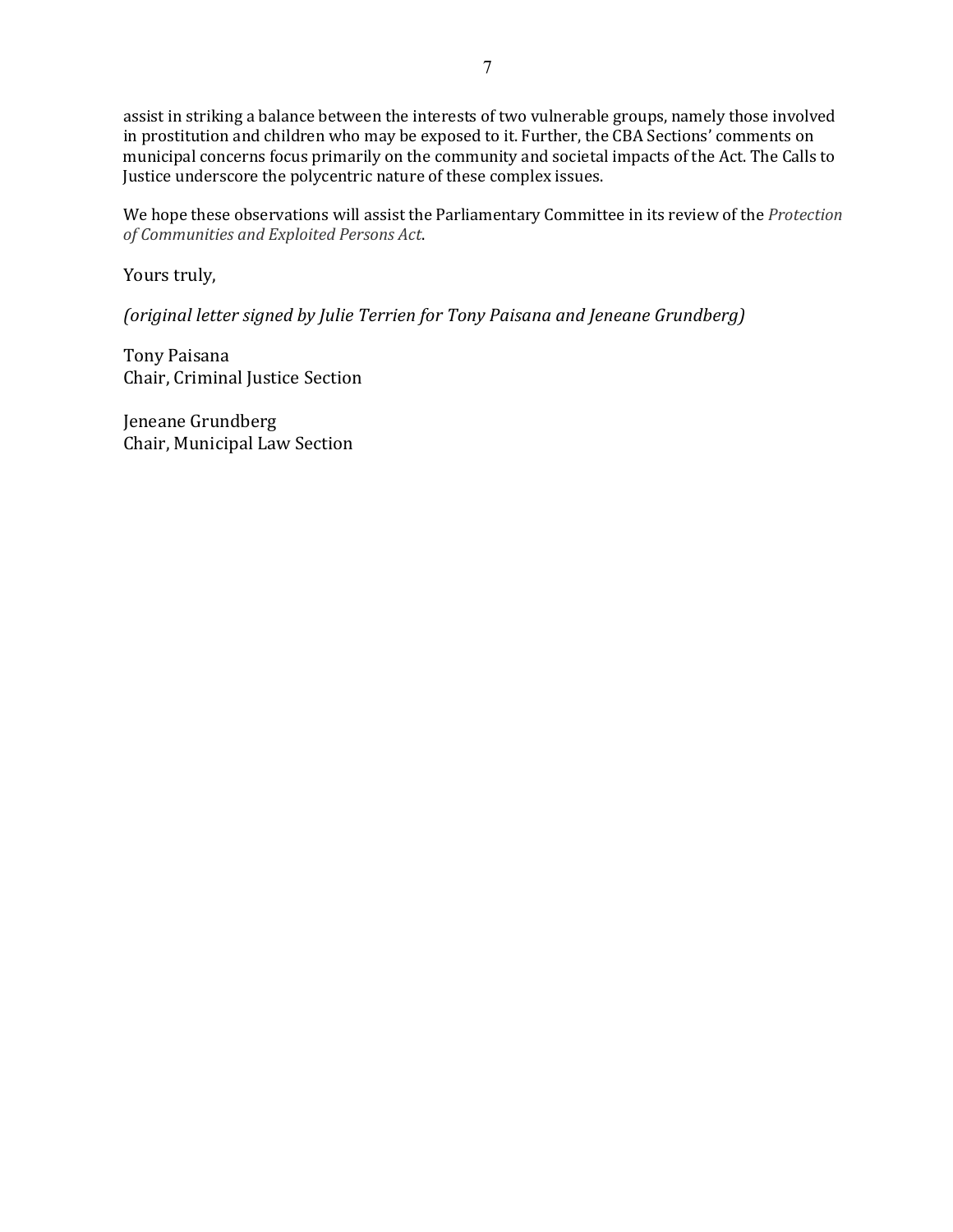assist in striking a balance between the interests of two vulnerable groups, namely those involved in prostitution and children who may be exposed to it. Further, the CBA Sections' comments on municipal concerns focus primarily on the community and societal impacts of the Act. The Calls to Justice underscore the polycentric nature of these complex issues.

We hope these observations will assist the Parliamentary Committee in its review of the *Protection of Communities and Exploited Persons Act*.

Yours truly,

*(original letter signed by Julie Terrien for Tony Paisana and Jeneane Grundberg)*

Tony Paisana
Chair, Criminal Justice Section

Jeneane Grundberg
Chair, Municipal Law Section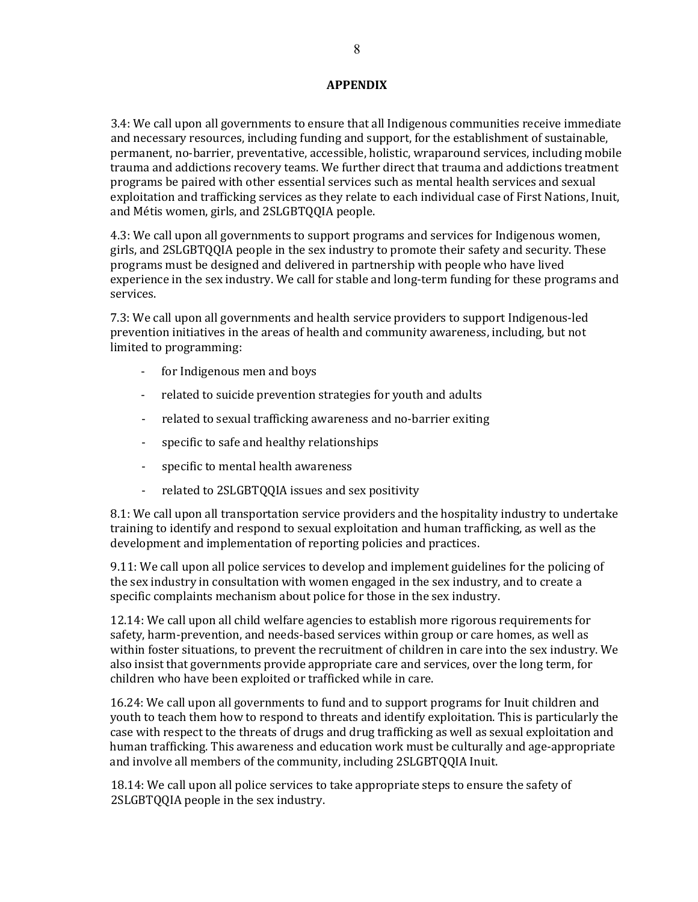## APPENDIX

3.4: We call upon all governments to ensure that all Indigenous communities receive immediate and necessary resources, including funding and support, for the establishment of sustainable, permanent, no-barrier, preventative, accessible, holistic, wraparound services, including mobile trauma and addictions recovery teams. We further direct that trauma and addictions treatment programs be paired with other essential services such as mental health services and sexual exploitation and trafficking services as they relate to each individual case of First Nations, Inuit, and Métis women, girls, and 2SLGBTQQIA people.

4.3: We call upon all governments to support programs and services for Indigenous women, girls, and 2SLGBTQQIA people in the sex industry to promote their safety and security. These programs must be designed and delivered in partnership with people who have lived experience in the sex industry. We call for stable and long-term funding for these programs and services.

7.3: We call upon all governments and health service providers to support Indigenous-led prevention initiatives in the areas of health and community awareness, including, but not limited to programming:

- for Indigenous men and boys
- related to suicide prevention strategies for youth and adults
- related to sexual trafficking awareness and no-barrier exiting
- specific to safe and healthy relationships
- specific to mental health awareness
- related to 2SLGBTQQIA issues and sex positivity

8.1: We call upon all transportation service providers and the hospitality industry to undertake training to identify and respond to sexual exploitation and human trafficking, as well as the development and implementation of reporting policies and practices.

9.11: We call upon all police services to develop and implement guidelines for the policing of the sex industry in consultation with women engaged in the sex industry, and to create a specific complaints mechanism about police for those in the sex industry.

12.14: We call upon all child welfare agencies to establish more rigorous requirements for safety, harm-prevention, and needs-based services within group or care homes, as well as within foster situations, to prevent the recruitment of children in care into the sex industry. We also insist that governments provide appropriate care and services, over the long term, for children who have been exploited or trafficked while in care.

16.24: We call upon all governments to fund and to support programs for Inuit children and youth to teach them how to respond to threats and identify exploitation. This is particularly the case with respect to the threats of drugs and drug trafficking as well as sexual exploitation and human trafficking. This awareness and education work must be culturally and age-appropriate and involve all members of the community, including 2SLGBTQQIA Inuit.

18.14: We call upon all police services to take appropriate steps to ensure the safety of 2SLGBTQQIA people in the sex industry.